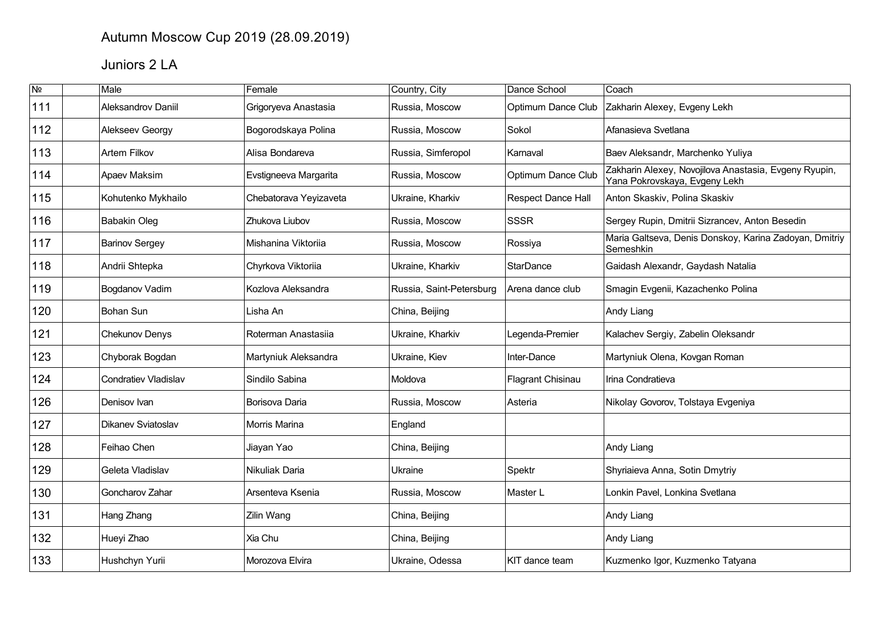# Autumn Moscow Cup 2019 (28.09.2019)

## Juniors 2 LA

| № | | Male | Female | Country, City | Dance School | Coach |
|---|---|---|---|---|---|---|
| 111 | | Aleksandrov Daniil | Grigoryeva Anastasia | Russia, Moscow | Optimum Dance Club | Zakharin Alexey, Evgeny Lekh |
| 112 | | Alekseev Georgy | Bogorodskaya Polina | Russia, Moscow | Sokol | Afanasieva Svetlana |
| 113 | | Artem Filkov | Alisa Bondareva | Russia, Simferopol | Karnaval | Baev Aleksandr, Marchenko Yuliya |
| 114 | | Apaev Maksim | Evstigneeva Margarita | Russia, Moscow | Optimum Dance Club | Zakharin Alexey, Novojilova Anastasia, Evgeny Ryupin, Yana Pokrovskaya, Evgeny Lekh |
| 115 | | Kohutenko Mykhailo | Chebatorava Yeyizaveta | Ukraine, Kharkiv | Respect Dance Hall | Anton Skaskiv, Polina Skaskiv |
| 116 | | Babakin Oleg | Zhukova Liubov | Russia, Moscow | SSSR | Sergey Rupin, Dmitrii Sizrancev, Anton Besedin |
| 117 | | Barinov Sergey | Mishanina Viktoriia | Russia, Moscow | Rossiya | Maria Galtseva, Denis Donskoy, Karina Zadoyan, Dmitriy Semeshkin |
| 118 | | Andrii Shtepka | Chyrkova Viktoriia | Ukraine, Kharkiv | StarDance | Gaidash Alexandr, Gaydash Natalia |
| 119 | | Bogdanov Vadim | Kozlova Aleksandra | Russia, Saint-Petersburg | Arena dance club | Smagin Evgenii, Kazachenko Polina |
| 120 | | Bohan Sun | Lisha An | China, Beijing | | Andy Liang |
| 121 | | Chekunov Denys | Roterman Anastasiia | Ukraine, Kharkiv | Legenda-Premier | Kalachev Sergiy, Zabelin Oleksandr |
| 123 | | Chyborak Bogdan | Martyniuk Aleksandra | Ukraine, Kiev | Inter-Dance | Martyniuk Olena, Kovgan Roman |
| 124 | | Condratiev Vladislav | Sindilo Sabina | Moldova | Flagrant Chisinau | Irina Condratieva |
| 126 | | Denisov Ivan | Borisova Daria | Russia, Moscow | Asteria | Nikolay Govorov, Tolstaya Evgeniya |
| 127 | | Dikanev Sviatoslav | Morris Marina | England | | |
| 128 | | Feihao Chen | Jiayan Yao | China, Beijing | | Andy Liang |
| 129 | | Geleta Vladislav | Nikuliak Daria | Ukraine | Spektr | Shyriaieva Anna, Sotin Dmytriy |
| 130 | | Goncharov Zahar | Arsenteva Ksenia | Russia, Moscow | Master L | Lonkin Pavel, Lonkina Svetlana |
| 131 | | Hang Zhang | Zilin Wang | China, Beijing | | Andy Liang |
| 132 | | Hueyi Zhao | Xia Chu | China, Beijing | | Andy Liang |
| 133 | | Hushchyn Yurii | Morozova Elvira | Ukraine, Odessa | KIT dance team | Kuzmenko Igor, Kuzmenko Tatyana |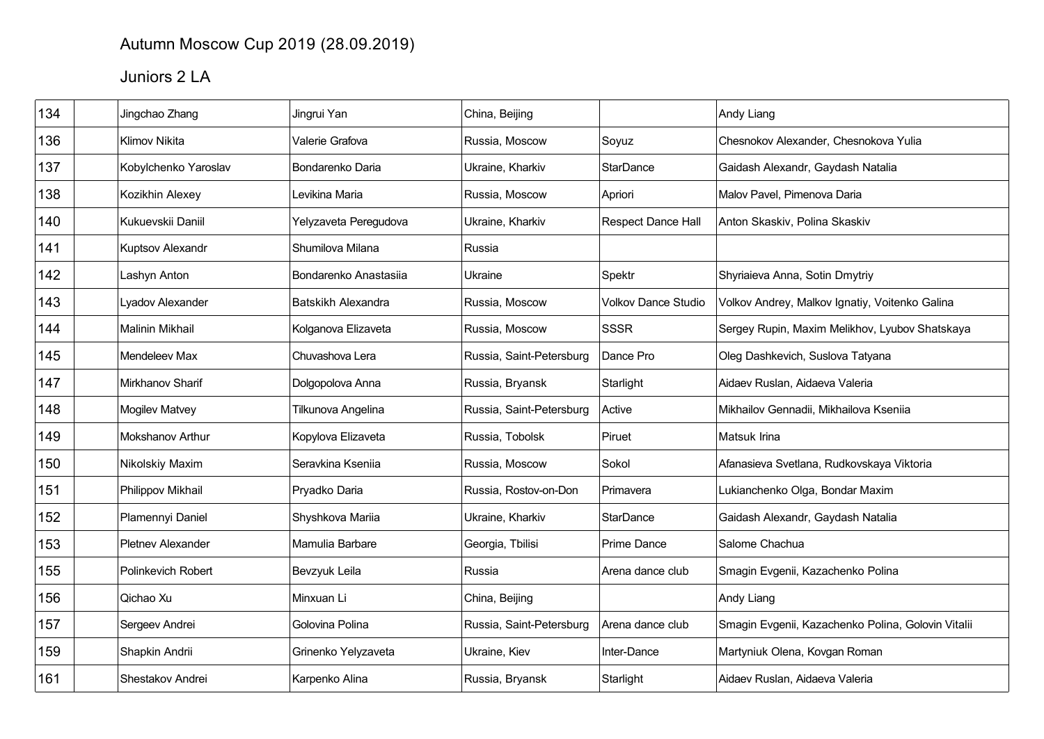Autumn Moscow Cup 2019 (28.09.2019)

Juniors 2 LA

| | | | | | | |
|---|---|---|---|---|---|---|
| 134 | | Jingchao Zhang | Jingrui Yan | China, Beijing | | Andy Liang |
| 136 | | Klimov Nikita | Valerie Grafova | Russia, Moscow | Soyuz | Chesnokov Alexander, Chesnokova Yulia |
| 137 | | Kobylchenko Yaroslav | Bondarenko Daria | Ukraine, Kharkiv | StarDance | Gaidash Alexandr, Gaydash Natalia |
| 138 | | Kozikhin Alexey | Levikina Maria | Russia, Moscow | Apriori | Malov Pavel, Pimenova Daria |
| 140 | | Kukuevskii Daniil | Yelyzaveta Peregudova | Ukraine, Kharkiv | Respect Dance Hall | Anton Skaskiv, Polina Skaskiv |
| 141 | | Kuptsov Alexandr | Shumilova Milana | Russia | | |
| 142 | | Lashyn Anton | Bondarenko Anastasiia | Ukraine | Spektr | Shyriaieva Anna, Sotin Dmytriy |
| 143 | | Lyadov Alexander | Batskikh Alexandra | Russia, Moscow | Volkov Dance Studio | Volkov Andrey, Malkov Ignatiy, Voitenko Galina |
| 144 | | Malinin Mikhail | Kolganova Elizaveta | Russia, Moscow | SSSR | Sergey Rupin, Maxim Melikhov, Lyubov Shatskaya |
| 145 | | Mendeleev Max | Chuvashova Lera | Russia, Saint-Petersburg | Dance Pro | Oleg Dashkevich, Suslova Tatyana |
| 147 | | Mirkhanov Sharif | Dolgopolova Anna | Russia, Bryansk | Starlight | Aidaev Ruslan, Aidaeva Valeria |
| 148 | | Mogilev Matvey | Tilkunova Angelina | Russia, Saint-Petersburg | Active | Mikhailov Gennadii, Mikhailova Kseniia |
| 149 | | Mokshanov Arthur | Kopylova Elizaveta | Russia, Tobolsk | Piruet | Matsuk Irina |
| 150 | | Nikolskiy Maxim | Seravkina Kseniia | Russia, Moscow | Sokol | Afanasieva Svetlana, Rudkovskaya Viktoria |
| 151 | | Philippov Mikhail | Pryadko Daria | Russia, Rostov-on-Don | Primavera | Lukianchenko Olga, Bondar Maxim |
| 152 | | Plamennyi Daniel | Shyshkova Mariia | Ukraine, Kharkiv | StarDance | Gaidash Alexandr, Gaydash Natalia |
| 153 | | Pletnev Alexander | Mamulia Barbare | Georgia, Tbilisi | Prime Dance | Salome Chachua |
| 155 | | Polinkevich Robert | Bevzyuk Leila | Russia | Arena dance club | Smagin Evgenii, Kazachenko Polina |
| 156 | | Qichao Xu | Minxuan Li | China, Beijing | | Andy Liang |
| 157 | | Sergeev Andrei | Golovina Polina | Russia, Saint-Petersburg | Arena dance club | Smagin Evgenii, Kazachenko Polina, Golovin Vitalii |
| 159 | | Shapkin Andrii | Grinenko Yelyzaveta | Ukraine, Kiev | Inter-Dance | Martyniuk Olena, Kovgan Roman |
| 161 | | Shestakov Andrei | Karpenko Alina | Russia, Bryansk | Starlight | Aidaev Ruslan, Aidaeva Valeria |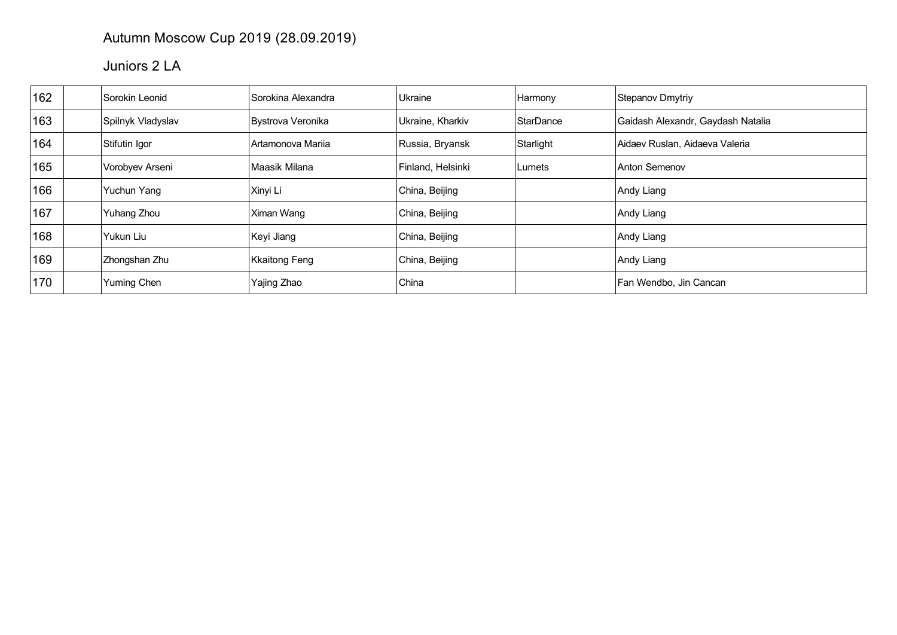Autumn Moscow Cup 2019 (28.09.2019)

Juniors 2 LA

| | | | | | | |
|---|---|---|---|---|---|---|
| 162 | | Sorokin Leonid | Sorokina Alexandra | Ukraine | Harmony | Stepanov Dmytriy |
| 163 | | Spilnyk Vladyslav | Bystrova Veronika | Ukraine, Kharkiv | StarDance | Gaidash Alexandr, Gaydash Natalia |
| 164 | | Stifutin Igor | Artamonova Mariia | Russia, Bryansk | Starlight | Aidaev Ruslan, Aidaeva Valeria |
| 165 | | Vorobyev Arseni | Maasik Milana | Finland, Helsinki | Lumets | Anton Semenov |
| 166 | | Yuchun Yang | Xinyi Li | China, Beijing | | Andy Liang |
| 167 | | Yuhang Zhou | Ximan Wang | China, Beijing | | Andy Liang |
| 168 | | Yukun Liu | Keyi Jiang | China, Beijing | | Andy Liang |
| 169 | | Zhongshan Zhu | Kkaitong Feng | China, Beijing | | Andy Liang |
| 170 | | Yuming Chen | Yajing Zhao | China | | Fan Wendbo, Jin Cancan |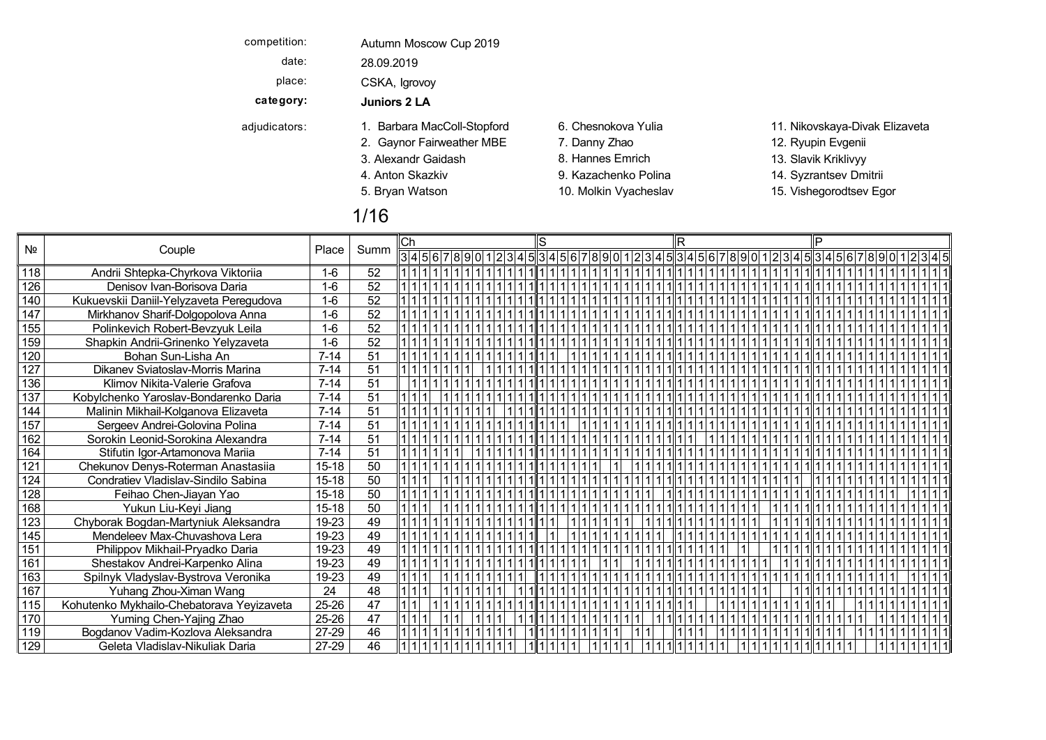competition: Autumn Moscow Cup 2019

date: 28.09.2019

place: CSKA, Igrovoy

**category:** **Juniors 2 LA**

adjudicators:

1. Barbara MacColl-Stopford
2. Gaynor Fairweather MBE
3. Alexandr Gaidash
4. Anton Skazkiv
5. Bryan Watson
6. Chesnokova Yulia
7. Danny Zhao
8. Hannes Emrich
9. Kazachenko Polina
10. Molkin Vyacheslav
11. Nikovskaya-Divak Elizaveta
12. Ryupin Evgenii
13. Slavik Kriklivyy
14. Syzrantsev Dmitrii
15. Vishegorodtsev Egor

## 1/16

| № | Couple | Place | Summ | Ch | | | | | | | | | | | | | S | | | | | | | | | | | | | R | | | | | | | | | | | | | P | | | | | | | | | | | | |
|---|---|---|---|---|---|---|---|---|---|---|---|---|---|---|---|---|---|---|---|---|---|---|---|---|---|---|---|---|---|---|---|---|---|---|---|---|---|---|---|---|---|---|---|---|---|---|---|---|---|---|---|---|---|---|---|
| | | | | 3 | 4 | 5 | 6 | 7 | 8 | 9 | 0 | 1 | 2 | 3 | 4 | 5 | 3 | 4 | 5 | 6 | 7 | 8 | 9 | 0 | 1 | 2 | 3 | 4 | 5 | 3 | 4 | 5 | 6 | 7 | 8 | 9 | 0 | 1 | 2 | 3 | 4 | 5 | 3 | 4 | 5 | 6 | 7 | 8 | 9 | 0 | 1 | 2 | 3 | 4 | 5 |
| 118 | Andrii Shtepka-Chyrkova Viktoriia | 1-6 | 52 | 1 | 1 | 1 | 1 | 1 | 1 | 1 | 1 | 1 | 1 | 1 | 1 | 1 | 1 | 1 | 1 | 1 | 1 | 1 | 1 | 1 | 1 | 1 | 1 | 1 | 1 | 1 | 1 | 1 | 1 | 1 | 1 | 1 | 1 | 1 | 1 | 1 | 1 | 1 | 1 | 1 | 1 | 1 | 1 | 1 | 1 | 1 | 1 | 1 | 1 | 1 | 1 |
| 126 | Denisov Ivan-Borisova Daria | 1-6 | 52 | 1 | 1 | 1 | 1 | 1 | 1 | 1 | 1 | 1 | 1 | 1 | 1 | 1 | 1 | 1 | 1 | 1 | 1 | 1 | 1 | 1 | 1 | 1 | 1 | 1 | 1 | 1 | 1 | 1 | 1 | 1 | 1 | 1 | 1 | 1 | 1 | 1 | 1 | 1 | 1 | 1 | 1 | 1 | 1 | 1 | 1 | 1 | 1 | 1 | 1 | 1 | 1 |
| 140 | Kukuevskii Daniil-Yelyzaveta Peregudova | 1-6 | 52 | 1 | 1 | 1 | 1 | 1 | 1 | 1 | 1 | 1 | 1 | 1 | 1 | 1 | 1 | 1 | 1 | 1 | 1 | 1 | 1 | 1 | 1 | 1 | 1 | 1 | 1 | 1 | 1 | 1 | 1 | 1 | 1 | 1 | 1 | 1 | 1 | 1 | 1 | 1 | 1 | 1 | 1 | 1 | 1 | 1 | 1 | 1 | 1 | 1 | 1 | 1 | 1 |
| 147 | Mirkhanov Sharif-Dolgopolova Anna | 1-6 | 52 | 1 | 1 | 1 | 1 | 1 | 1 | 1 | 1 | 1 | 1 | 1 | 1 | 1 | 1 | 1 | 1 | 1 | 1 | 1 | 1 | 1 | 1 | 1 | 1 | 1 | 1 | 1 | 1 | 1 | 1 | 1 | 1 | 1 | 1 | 1 | 1 | 1 | 1 | 1 | 1 | 1 | 1 | 1 | 1 | 1 | 1 | 1 | 1 | 1 | 1 | 1 | 1 |
| 155 | Polinkevich Robert-Bevzyuk Leila | 1-6 | 52 | 1 | 1 | 1 | 1 | 1 | 1 | 1 | 1 | 1 | 1 | 1 | 1 | 1 | 1 | 1 | 1 | 1 | 1 | 1 | 1 | 1 | 1 | 1 | 1 | 1 | 1 | 1 | 1 | 1 | 1 | 1 | 1 | 1 | 1 | 1 | 1 | 1 | 1 | 1 | 1 | 1 | 1 | 1 | 1 | 1 | 1 | 1 | 1 | 1 | 1 | 1 | 1 |
| 159 | Shapkin Andrii-Grinenko Yelyzaveta | 1-6 | 52 | 1 | 1 | 1 | 1 | 1 | 1 | 1 | 1 | 1 | 1 | 1 | 1 | 1 | 1 | 1 | 1 | 1 | 1 | 1 | 1 | 1 | 1 | 1 | 1 | 1 | 1 | 1 | 1 | 1 | 1 | 1 | 1 | 1 | 1 | 1 | 1 | 1 | 1 | 1 | 1 | 1 | 1 | 1 | 1 | 1 | 1 | 1 | 1 | 1 | 1 | 1 | 1 |
| 120 | Bohan Sun-Lisha An | 7-14 | 51 | 1 | 1 | 1 | 1 | 1 | 1 | 1 | 1 | 1 | 1 | 1 | 1 | 1 | 1 | 1 | | 1 | 1 | 1 | 1 | 1 | 1 | 1 | 1 | 1 | 1 | 1 | 1 | 1 | 1 | 1 | 1 | 1 | 1 | 1 | 1 | 1 | 1 | 1 | 1 | 1 | 1 | 1 | 1 | 1 | 1 | 1 | 1 | 1 | 1 | 1 | 1 |
| 127 | Dikanev Sviatoslav-Morris Marina | 7-14 | 51 | 1 | 1 | 1 | 1 | 1 | 1 | 1 | | 1 | 1 | 1 | 1 | 1 | 1 | 1 | 1 | 1 | 1 | 1 | 1 | 1 | 1 | 1 | 1 | 1 | 1 | 1 | 1 | 1 | 1 | 1 | 1 | 1 | 1 | 1 | 1 | 1 | 1 | 1 | 1 | 1 | 1 | 1 | 1 | 1 | 1 | 1 | 1 | 1 | 1 | 1 | 1 |
| 136 | Klimov Nikita-Valerie Grafova | 7-14 | 51 | | 1 | 1 | 1 | 1 | 1 | 1 | 1 | 1 | 1 | 1 | 1 | 1 | 1 | 1 | 1 | 1 | 1 | 1 | 1 | 1 | 1 | 1 | 1 | 1 | 1 | 1 | 1 | 1 | 1 | 1 | 1 | 1 | 1 | 1 | 1 | 1 | 1 | 1 | 1 | 1 | 1 | 1 | 1 | 1 | 1 | 1 | 1 | 1 | 1 | 1 | 1 |
| 137 | Kobylchenko Yaroslav-Bondarenko Daria | 7-14 | 51 | 1 | 1 | 1 | | 1 | 1 | 1 | 1 | 1 | 1 | 1 | 1 | 1 | 1 | 1 | 1 | 1 | 1 | 1 | 1 | 1 | 1 | 1 | 1 | 1 | 1 | 1 | 1 | 1 | 1 | 1 | 1 | 1 | 1 | 1 | 1 | 1 | 1 | 1 | 1 | 1 | 1 | 1 | 1 | 1 | 1 | 1 | 1 | 1 | 1 | 1 | 1 |
| 144 | Malinin Mikhail-Kolganova Elizaveta | 7-14 | 51 | 1 | 1 | 1 | 1 | 1 | 1 | 1 | 1 | 1 | | 1 | 1 | 1 | 1 | 1 | 1 | 1 | 1 | 1 | 1 | 1 | 1 | 1 | 1 | 1 | 1 | 1 | 1 | 1 | 1 | 1 | 1 | 1 | 1 | 1 | 1 | 1 | 1 | 1 | 1 | 1 | 1 | 1 | 1 | 1 | 1 | 1 | 1 | 1 | 1 | 1 | 1 |
| 157 | Sergeev Andrei-Golovina Polina | 7-14 | 51 | 1 | 1 | 1 | 1 | 1 | 1 | 1 | 1 | 1 | 1 | 1 | 1 | 1 | 1 | 1 | 1 | 1 | | 1 | 1 | 1 | 1 | 1 | 1 | 1 | 1 | 1 | 1 | 1 | 1 | 1 | 1 | 1 | 1 | 1 | 1 | 1 | 1 | 1 | 1 | 1 | 1 | 1 | 1 | 1 | 1 | 1 | 1 | 1 | 1 | 1 | 1 |
| 162 | Sorokin Leonid-Sorokina Alexandra | 7-14 | 51 | 1 | 1 | 1 | 1 | 1 | 1 | 1 | 1 | 1 | 1 | 1 | 1 | 1 | 1 | 1 | 1 | 1 | 1 | 1 | 1 | 1 | 1 | 1 | 1 | 1 | 1 | 1 | 1 | | 1 | 1 | 1 | 1 | 1 | 1 | 1 | 1 | 1 | 1 | 1 | 1 | 1 | 1 | 1 | 1 | 1 | 1 | 1 | 1 | 1 | 1 | 1 |
| 164 | Stifutin Igor-Artamonova Mariia | 7-14 | 51 | 1 | 1 | 1 | 1 | 1 | 1 | 1 | | 1 | 1 | 1 | 1 | 1 | 1 | 1 | 1 | 1 | 1 | 1 | 1 | 1 | 1 | 1 | 1 | 1 | 1 | 1 | 1 | 1 | 1 | 1 | 1 | 1 | 1 | 1 | 1 | 1 | 1 | 1 | 1 | 1 | 1 | 1 | 1 | 1 | 1 | 1 | 1 | 1 | 1 | 1 | 1 |
| 121 | Chekunov Denys-Roterman Anastasiia | 15-18 | 50 | 1 | 1 | 1 | 1 | 1 | 1 | 1 | 1 | 1 | 1 | 1 | 1 | 1 | 1 | 1 | 1 | 1 | 1 | 1 | | 1 | | 1 | 1 | 1 | 1 | 1 | 1 | 1 | 1 | 1 | 1 | 1 | 1 | 1 | 1 | 1 | 1 | 1 | 1 | 1 | 1 | 1 | 1 | 1 | 1 | 1 | 1 | 1 | 1 | 1 | 1 |
| 124 | Condratiev Vladislav-Sindilo Sabina | 15-18 | 50 | 1 | 1 | 1 | | 1 | 1 | 1 | 1 | 1 | 1 | 1 | 1 | 1 | 1 | 1 | 1 | 1 | 1 | 1 | 1 | 1 | 1 | 1 | 1 | 1 | 1 | 1 | 1 | 1 | 1 | 1 | 1 | 1 | 1 | 1 | 1 | 1 | 1 | 1 | | 1 | 1 | 1 | 1 | 1 | 1 | 1 | 1 | 1 | 1 | 1 | 1 | 1 |
| 128 | Feihao Chen-Jiayan Yao | 15-18 | 50 | 1 | 1 | 1 | 1 | 1 | 1 | 1 | 1 | 1 | 1 | 1 | 1 | 1 | 1 | 1 | 1 | 1 | 1 | 1 | 1 | 1 | 1 | 1 | 1 | 1 | | 1 | 1 | 1 | 1 | 1 | 1 | 1 | 1 | 1 | 1 | 1 | 1 | 1 | 1 | 1 | 1 | 1 | 1 | 1 | 1 | 1 | 1 | | 1 | 1 | 1 |
| 168 | Yukun Liu-Keyi Jiang | 15-18 | 50 | 1 | 1 | 1 | | 1 | 1 | 1 | 1 | 1 | 1 | 1 | 1 | 1 | 1 | 1 | 1 | 1 | 1 | 1 | 1 | 1 | 1 | 1 | 1 | 1 | 1 | 1 | 1 | 1 | 1 | 1 | 1 | 1 | 1 | 1 | | 1 | 1 | 1 | 1 | 1 | 1 | 1 | 1 | 1 | 1 | 1 | 1 | 1 | 1 | 1 | 1 |
| 123 | Chyborak Bogdan-Martyniuk Aleksandra | 19-23 | 49 | 1 | 1 | 1 | 1 | 1 | 1 | 1 | 1 | 1 | 1 | 1 | 1 | 1 | 1 | 1 | | 1 | 1 | 1 | 1 | 1 | 1 | | 1 | 1 | 1 | 1 | 1 | 1 | 1 | 1 | 1 | 1 | 1 | 1 | | 1 | 1 | 1 | 1 | 1 | 1 | 1 | 1 | 1 | 1 | 1 | 1 | 1 | 1 | 1 | 1 |
| 145 | Mendeleev Max-Chuvashova Lera | 19-23 | 49 | 1 | 1 | 1 | 1 | 1 | 1 | 1 | 1 | 1 | 1 | 1 | 1 | 1 | | 1 | | 1 | 1 | 1 | 1 | 1 | 1 | 1 | 1 | 1 | | 1 | 1 | 1 | 1 | 1 | 1 | 1 | 1 | 1 | 1 | 1 | 1 | 1 | 1 | 1 | 1 | 1 | 1 | 1 | 1 | 1 | 1 | 1 | 1 | 1 | 1 |
| 151 | Philippov Mikhail-Pryadko Daria | 19-23 | 49 | 1 | 1 | 1 | 1 | 1 | 1 | 1 | 1 | 1 | 1 | 1 | 1 | 1 | 1 | 1 | 1 | 1 | 1 | 1 | 1 | 1 | 1 | 1 | 1 | 1 | 1 | 1 | 1 | 1 | 1 | 1 | 1 | | 1 | | | 1 | 1 | 1 | 1 | 1 | 1 | 1 | 1 | 1 | 1 | 1 | 1 | 1 | 1 | 1 | 1 |
| 161 | Shestakov Andrei-Karpenko Alina | 19-23 | 49 | 1 | 1 | 1 | 1 | 1 | 1 | 1 | 1 | 1 | 1 | 1 | 1 | 1 | 1 | 1 | 1 | 1 | 1 | 1 | | 1 | 1 | | 1 | 1 | 1 | 1 | 1 | 1 | 1 | 1 | 1 | 1 | 1 | 1 | | 1 | 1 | 1 | 1 | 1 | 1 | 1 | 1 | 1 | 1 | 1 | 1 | 1 | 1 | 1 | 1 |
| 163 | Spilnyk Vladyslav-Bystrova Veronika | 19-23 | 49 | 1 | 1 | 1 | | 1 | 1 | 1 | 1 | 1 | 1 | 1 | 1 | | 1 | 1 | 1 | 1 | 1 | 1 | 1 | 1 | 1 | 1 | 1 | 1 | 1 | 1 | 1 | 1 | 1 | 1 | 1 | 1 | 1 | 1 | 1 | 1 | 1 | 1 | 1 | 1 | 1 | 1 | 1 | 1 | 1 | 1 | 1 | | 1 | 1 | 1 |
| 167 | Yuhang Zhou-Ximan Wang | 24 | 48 | 1 | 1 | 1 | | 1 | 1 | 1 | 1 | 1 | 1 | | 1 | 1 | 1 | 1 | 1 | 1 | 1 | 1 | 1 | 1 | 1 | 1 | 1 | 1 | 1 | 1 | 1 | 1 | 1 | 1 | 1 | 1 | 1 | 1 | 1 | 1 | 1 | | | 1 | 1 | 1 | 1 | 1 | 1 | 1 | 1 | 1 | 1 | 1 | 1 | 1 |
| 115 | Kohutenko Mykhailo-Chebatorava Yeyizaveta | 25-26 | 47 | 1 | 1 | | 1 | 1 | 1 | 1 | 1 | 1 | 1 | 1 | 1 | 1 | 1 | 1 | 1 | 1 | 1 | 1 | 1 | 1 | 1 | 1 | 1 | 1 | 1 | 1 | 1 | | | 1 | 1 | 1 | 1 | 1 | 1 | 1 | 1 | 1 | 1 | 1 | 1 | | | 1 | 1 | 1 | 1 | 1 | 1 | 1 | 1 |
| 170 | Yuming Chen-Yajing Zhao | 25-26 | 47 | 1 | 1 | 1 | | 1 | 1 | | 1 | 1 | 1 | | 1 | 1 | 1 | 1 | 1 | 1 | 1 | 1 | 1 | 1 | 1 | 1 | | 1 | 1 | 1 | 1 | 1 | 1 | 1 | 1 | 1 | 1 | 1 | 1 | 1 | 1 | 1 | 1 | 1 | 1 | 1 | 1 | 1 | 1 | | 1 | 1 | 1 | 1 | 1 |
| 119 | Bogdanov Vadim-Kozlova Aleksandra | 27-29 | 46 | 1 | 1 | 1 | 1 | 1 | 1 | 1 | 1 | 1 | 1 | 1 | | 1 | 1 | 1 | 1 | 1 | 1 | 1 | 1 | 1 | | | 1 | 1 | | 1 | 1 | 1 | | 1 | 1 | 1 | 1 | 1 | 1 | 1 | 1 | 1 | 1 | 1 | 1 | 1 | | 1 | 1 | 1 | 1 | 1 | 1 | 1 | 1 |
| 129 | Geleta Vladislav-Nikuliak Daria | 27-29 | 46 | 1 | 1 | 1 | 1 | 1 | 1 | 1 | 1 | 1 | 1 | 1 | | 1 | 1 | 1 | 1 | 1 | 1 | | 1 | 1 | 1 | 1 | | 1 | 1 | 1 | 1 | 1 | 1 | 1 | 1 | | 1 | 1 | 1 | 1 | 1 | 1 | 1 | 1 | 1 | 1 | 1 | | | 1 | 1 | 1 | 1 | 1 | 1 |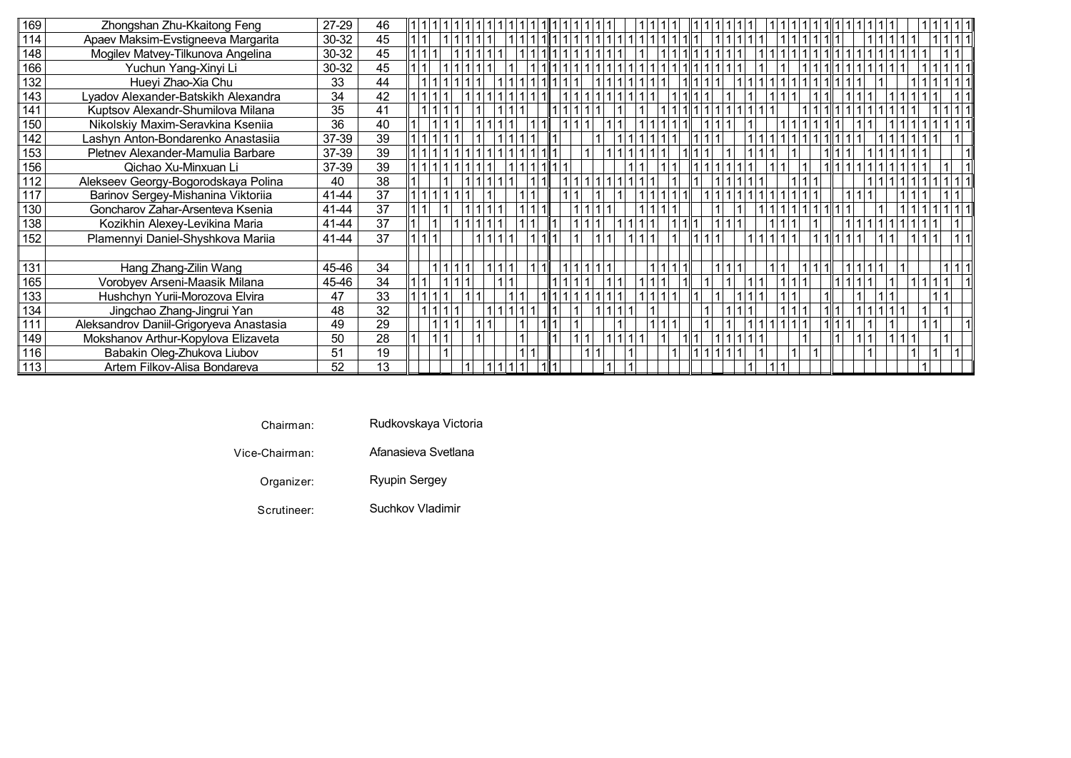| No. | Couple | Place | Marks |
|---|---|---|---|
| 169 | Zhongshan Zhu-Kkaitong Feng | 27-29 | 46 |
| 114 | Apaev Maksim-Evstigneeva Margarita | 30-32 | 45 |
| 148 | Mogilev Matvey-Tilkunova Angelina | 30-32 | 45 |
| 166 | Yuchun Yang-Xinyi Li | 30-32 | 45 |
| 132 | Hueyi Zhao-Xia Chu | 33 | 44 |
| 143 | Lyadov Alexander-Batskikh Alexandra | 34 | 42 |
| 141 | Kuptsov Alexandr-Shumilova Milana | 35 | 41 |
| 150 | Nikolskiy Maxim-Seravkina Kseniia | 36 | 40 |
| 142 | Lashyn Anton-Bondarenko Anastasiia | 37-39 | 39 |
| 153 | Pletnev Alexander-Mamulia Barbare | 37-39 | 39 |
| 156 | Qichao Xu-Minxuan Li | 37-39 | 39 |
| 112 | Alekseev Georgy-Bogorodskaya Polina | 40 | 38 |
| 117 | Barinov Sergey-Mishanina Viktoriia | 41-44 | 37 |
| 130 | Goncharov Zahar-Arsenteva Ksenia | 41-44 | 37 |
| 138 | Kozikhin Alexey-Levikina Maria | 41-44 | 37 |
| 152 | Plamennyi Daniel-Shyshkova Mariia | 41-44 | 37 |
| | | | |
| 131 | Hang Zhang-Zilin Wang | 45-46 | 34 |
| 165 | Vorobyev Arseni-Maasik Milana | 45-46 | 34 |
| 133 | Hushchyn Yurii-Morozova Elvira | 47 | 33 |
| 134 | Jingchao Zhang-Jingrui Yan | 48 | 32 |
| 111 | Aleksandrov Daniil-Grigoryeva Anastasia | 49 | 29 |
| 149 | Mokshanov Arthur-Kopylova Elizaveta | 50 | 28 |
| 116 | Babakin Oleg-Zhukova Liubov | 51 | 19 |
| 113 | Artem Filkov-Alisa Bondareva | 52 | 13 |

Chairman: Rudkovskaya Victoria

Vice-Chairman: Afanasieva Svetlana

Organizer: Ryupin Sergey

Scrutineer: Suchkov Vladimir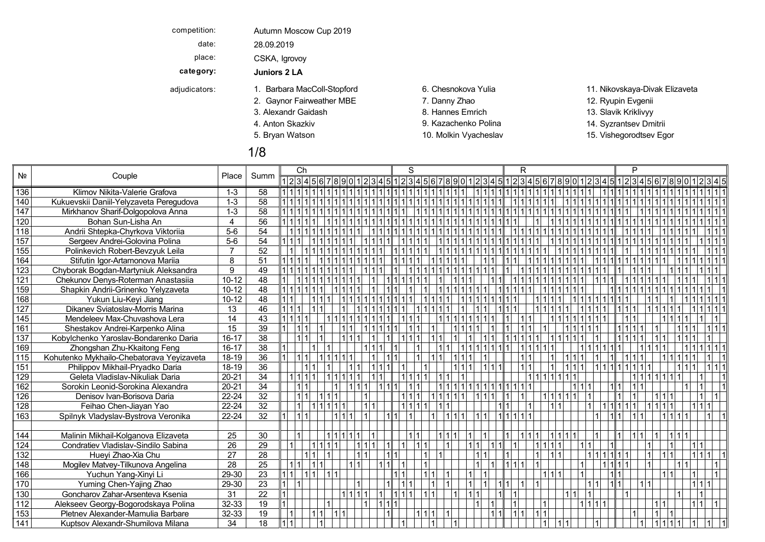competition: Autumn Moscow Cup 2019

date: 28.09.2019

place: CSKA, Igrovoy

**category:** **Juniors 2 LA**

adjudicators:

1. Barbara MacColl-Stopford
2. Gaynor Fairweather MBE
3. Alexandr Gaidash
4. Anton Skazkiv
5. Bryan Watson
6. Chesnokova Yulia
7. Danny Zhao
8. Hannes Emrich
9. Kazachenko Polina
10. Molkin Vyacheslav
11. Nikovskaya-Divak Elizaveta
12. Ryupin Evgenii
13. Slavik Kriklivyy
14. Syzrantsev Dmitrii
15. Vishegorodtsev Egor

## 1/8

| № | Couple | Place | Summ | Ch | | | | | | | | | | | | | | | S | | | | | | | | | | | | | | | R | | | | | | | | | | | | | | | P | | | | | | | | | | | | | | |
|---|---|---|---|---|---|---|---|---|---|---|---|---|---|---|---|---|---|---|---|---|---|---|---|---|---|---|---|---|---|---|---|---|---|---|---|---|---|---|---|---|---|---|---|---|---|---|---|---|---|---|---|---|---|---|---|---|---|---|---|---|---|---|---|
| | | | | 1 | 2 | 3 | 4 | 5 | 6 | 7 | 8 | 9 | 0 | 1 | 2 | 3 | 4 | 5 | 1 | 2 | 3 | 4 | 5 | 6 | 7 | 8 | 9 | 0 | 1 | 2 | 3 | 4 | 5 | 1 | 2 | 3 | 4 | 5 | 6 | 7 | 8 | 9 | 0 | 1 | 2 | 3 | 4 | 5 | 1 | 2 | 3 | 4 | 5 | 6 | 7 | 8 | 9 | 0 | 1 | 2 | 3 | 4 | 5 |
| 136 | Klimov Nikita-Valerie Grafova | 1-3 | 58 |1|1|1|1|1|1|1|1|1|1|1|1|1|1|1|1|1|1|1|1|1|1|1|1|1||1|1|1|1|1|1|1|1|1|1|1|1|1|1|1|1||1|1|1|1|1|1|1|1|1|1|1|1|1|1|1|1|1|1|
| 140 | Kukuevskii Daniil-Yelyzaveta Peregudova | 1-3 | 58 |1|1|1|1|1|1|1|1|1|1|1|1|1|1|1|1|1|1|1|1|1|1|1|1|1|1|1|1|1|1||1|1|1|1|1|1||1|1|1|1|1|1|1|1|1|1|1|1|1|1|1|1|1|1|1|1|1|1|
| 147 | Mirkhanov Sharif-Dolgopolova Anna | 1-3 | 58 |1|1|1|1|1|1|1|1|1|1|1|1|1|1|1|1|1||1|1|1|1|1|1|1|1|1|1|1|1|1|1|1|1|1|1|1|1|1|1|1|1|1|1|1|1|1|1||1|1|1|1|1|1|1|1|1|1|1|1|
| 120 | Bohan Sun-Lisha An | 4 | 56 |1|1|1|1|1||1|1|1|1|1|1|1|1|1|1|1|1|1|1|1|1|1|1|1|1|1|1|1|1|1|1|||1||1|1|1|1|1|1|1|1|1|1|1|1|1|1|1|1|1|1|1|1|1|1|1|1|1|
| 118 | Andrii Shtepka-Chyrkova Viktoriia | 5-6 | 54 |||1|1|1|1|1|1|1|1|1|1|1|1|1|1|1|1|1|1|1|1|1|1|1|1|1|1|1|1||1|1|1|1|1|1|1|1|1|1|1|1|1|1||1|1|1|1|1||1|1|1|1|1||1|1|
| 157 | Sergeev Andrei-Golovina Polina | 5-6 | 54 |1|1|1||1|1|1|1|1|1||1|1|1|1||1|1|1|1||1|1|1|1|1|1|1|1|1|1|1|1|1|1|1||1|1|1|1|1|1|1|1|1|1|1|1|1|1|1|1|1|1||1|1|1|1|
| 155 | Polinkevich Robert-Bevzyuk Leila | 7 | 52 ||1||1|1|1|1|1|1|1|1|1|1|1|1|1|1|1|1|1||1|1|1|1|1|1|1|1|1|1|1|1|1|1|1||1|1|1|1|1|1|1|1||1|||1|1|1|1|1|1|1||1|1|1|
| 164 | Stifutin Igor-Artamonova Mariia | 8 | 51 |1|1|1|1||1|1|1|1|1|1|1|1|1|1|1|1|1|1||1|1|1|1|1|1|||1|1|1|1||1|1|1|1|1|1|1|1|1||1|1|1|1|1|1|1|1|1|1|1|1|||1|1|1|
| 123 | Chyborak Bogdan-Martyniuk Aleksandra | 9 | 49 |1|1|1|1|1|1|1|1|1|1||1|1|1||1||1|1|1|1|1|1|1|1|1|1|1|1||1||1|1|1|1|1|1|1|1|1|1|1|1||1||1|1|1|||1|1|1||1|1|1||
| 121 | Chekunov Denys-Roterman Anastasiia | 10-12 | 48 |1||1|1|1|1|1|1|1|1||1|||1|1|1|1|1|1|1|1|||1|1|1||1|1||1|1|1|1|1|1|1|1|1|1||1|1|1||1|1|1|1|1|1||1|1|1||1|1|1|
| 159 | Shapkin Andrii-Grinenko Yelyzaveta | 10-12 | 48 |1|1|1|1|1|1|||1|1|1|1||1|1|1|1|||1|||1|1|1|1|1|1|1|1|1|1|1|1|1||1|1|1|1|1|1|1||||1|1|1|1|1|1|1|1|1|1|1|1||1|
| 168 | Yukun Liu-Keyi Jiang | 10-12 | 48 |1|1|||1|1|1||1|1|1|1|1|1|1|1|1|1|1|||1|1|1|1||1|1|1|1|1|1|||1|1|1|1|1|1|1|1|1|1|1|1|1|||1|1||1||1|1|1|1|1|1|
| 127 | Dikanev Sviatoslav-Morris Marina | 13 | 46 |1|1|1||1|1|||1||1|1|1|1|1|1|1||1|1|1|1|1||1|1||1|1|1|1|1|||1|1|1|1|1|||1|1|1|1|1|1|1||1|1|1|1|1|||1|1|1|1|
| 145 | Mendeleev Max-Chuvashova Lera | 14 | 43 |1|1|1|1|||1|1|1|1|1|1|1|1|1||1|1|1||||1|1|1|1|1|1|1|1|1||1|1|||1|1|1|1|1|1|1|1|||1|1|||||1|1|1|1||1||1|
| 161 | Shestakov Andrei-Karpenko Alina | 15 | 39 |1||1|1||1||||1|1|1|1|1|1||1|1||1|||1|1|1|1|||1|1|1||1|1||1||||1|1|1|1|1||1|1|1|1||1|||1|1|1||1|1|1|
| 137 | Kobylchenko Yaroslav-Bondarenko Daria | 16-17 | 38 |||1|1||1|||1|1|1||1||1|1|1|1||1|1|||1|||1||1|1|1|1|1|1|1|||1|1|1|1|1|||1|1|1|1|1||1|1||1|1|1|||1||
| 169 | Zhongshan Zhu-Kkaitong Feng | 16-17 | 38 |1||||1||1||||1|1|1|1||1|||1|||1|1||1|1|1|1|1|1|1||1|1|1|1|1||||1|1|1|1|1|1||||1|1|1|1|||1|1|1|1|1|
| 115 | Kohutenko Mykhailo-Chebatorava Yeyizaveta | 18-19 | 36 |1||1|1||1|1|1|1|1|||1||1|||1||1|1||1|1|1||1|||||||1|1||||1||1|1|1||1|1||1|1|1|||1|1|1|1|1||1|1|1|
| 151 | Philippov Mikhail-Pryadko Daria | 18-19 | 36 ||||1|1||1|||1|1||1|1|1|1||||1|||||1|1|1|1|1|1|||1|1|||1|||1|1|1||1|1|1|1|1|1|1|1||||1|1|1|1|1|1|
| 129 | Geleta Vladislav-Nikuliak Daria | 20-21 | 34 ||1|1|1|1||1|1|1|1|1||1|1|||1|1|1|1||1|1||1||||||||||1|1|1|1|1|1|1|||||||1|1|1|1|1|1|1|||1|||1|
| 162 | Sorokin Leonid-Sorokina Alexandra | 20-21 | 34 |||1|1||||1|1|1|1|1|1|1|1|1||1|1||||1|1|1|1|1|1|1|1|1|1|1|1|||||||1|1|1||1|1||1|1|||||||1|||1||
| 126 | Denisov Ivan-Borisova Daria | 22-24 | 32 |||1|1||1|1|1|1||||1||||1|1|1||1|1|1|1|1|||1|1|1|1||1||||1|1|1|1|1||1|||1|||1|||1|1|1||||1||
| 128 | Feihao Chen-Jiayan Yao | 22-24 | 32 |||1||1|1|1|1|1|||1|1||||1|1|1|1||1|1|||||||1|1|||1||||1|1||||1||1|1|1|1|1|||1|1|1|1||1|1|1||
| 163 | Spilnyk Vladyslav-Bystrova Veronika | 22-24 | 32 |1||1|1||||1|1|1||1|||1||1||||1||1|1|1||1|1|1|1|1|1|1|1|||||||||1||1|1||1|1|||1|1|1|1|||1||1|
| | | | | | | | | | | | | | | | | | | | | | | | | | | | | | | | | | | | | | | | | | | | | | | | | | | | | | | | | | | | | | | | |
| 144 | Malinin Mikhail-Kolganova Elizaveta | 25 | 30 |||1||||1|1|1|1|1||1|||||1|1|||1|1|1||1||1|||1||1|1|1|||1|1|1|1||||1|1||1|1||1||1|1|1|||||
| 124 | Condratiev Vladislav-Sindilo Sabina | 26 | 29 ||1||||1|1|1|1|||1|1|1||1||1|1|||1|||1|1|1||1|1||1||||1|1|1|1||1|1|||1|||||1|||1||||1|1|||
| 132 | Hueyi Zhao-Xia Chu | 27 | 28 ||||1|1||1|||1|1||||1|1|||||1|||1|||||1|1|1||||1||1|1|||1|1|1|1|1|1|1||||1||1|1|||1|1||1|
| 148 | Mogilev Matvey-Tilkunova Angelina | 28 | 25 ||1|1||1|1||||1|1|||1|1||1|||1||||||1||1||1|1|1||1|||||||1||1|1|1|1||||1||||1|1||||1|
| 166 | Yuchun Yang-Xinyi Li | 29-30 | 23 |1|1||1|1||1|1||||||||1|1||||1|1||1|||1||1|||||||1|1|1|||1|||1|1|1||||||||1|1||||1|
| 170 | Yuming Chen-Yajing Zhao | 29-30 | 23 |1||1|||||||1|||||1||1|1|||1||1|||1||1||1|1||1||1|||||||1|1||1|1|||1|1||||||1|1|1|||
| 130 | Goncharov Zahar-Arsenteva Ksenia | 31 | 22 |1||||||||1|1|1|1||1||1|1|1||1|1|||1||1|1|||1||1||||||||1|1||1||||||1||||||||1|||1||||
| 112 | Alekseev Georgy-Bogorodskaya Polina | 32-33 | 19 |1||||||1||||||1|1|1|1||||||||||||1||1|||1||||1||||1|1|1|1|||||||||1|1||||1|1||1||
| 153 | Pletnev Alexander-Mamulia Barbare | 32-33 | 19 ||1||||1|1||1|1|||||1||||1|1|1||1||||||1|1||1|1||1|1||||||||||||1|||||1||1||||||
| 141 | Kuptsov Alexandr-Shumilova Milana | 34 | 18 |1|1||||1||||||||||||1||||||1|||1|||||||||||||1||1|1||||1|||||||1||1|1|1|1||1||1||1|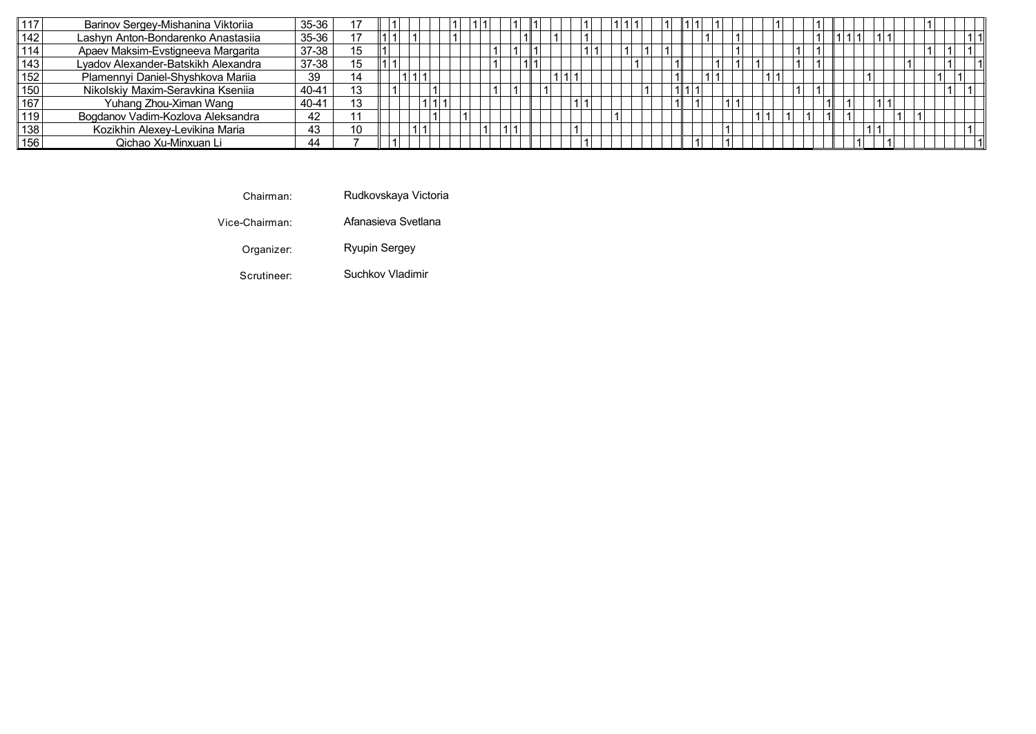| No. | Couple | Place | Marks |
|---|---|---|---|
| 117 | Barinov Sergey-Mishanina Viktoriia | 35-36 | 17 |
| 142 | Lashyn Anton-Bondarenko Anastasiia | 35-36 | 17 |
| 114 | Apaev Maksim-Evstigneeva Margarita | 37-38 | 15 |
| 143 | Lyadov Alexander-Batskikh Alexandra | 37-38 | 15 |
| 152 | Plamennyi Daniel-Shyshkova Mariia | 39 | 14 |
| 150 | Nikolskiy Maxim-Seravkina Kseniia | 40-41 | 13 |
| 167 | Yuhang Zhou-Ximan Wang | 40-41 | 13 |
| 119 | Bogdanov Vadim-Kozlova Aleksandra | 42 | 11 |
| 138 | Kozikhin Alexey-Levikina Maria | 43 | 10 |
| 156 | Qichao Xu-Minxuan Li | 44 | 7 |

Chairman: Rudkovskaya Victoria

Vice-Chairman: Afanasieva Svetlana

Organizer: Ryupin Sergey

Scrutineer: Suchkov Vladimir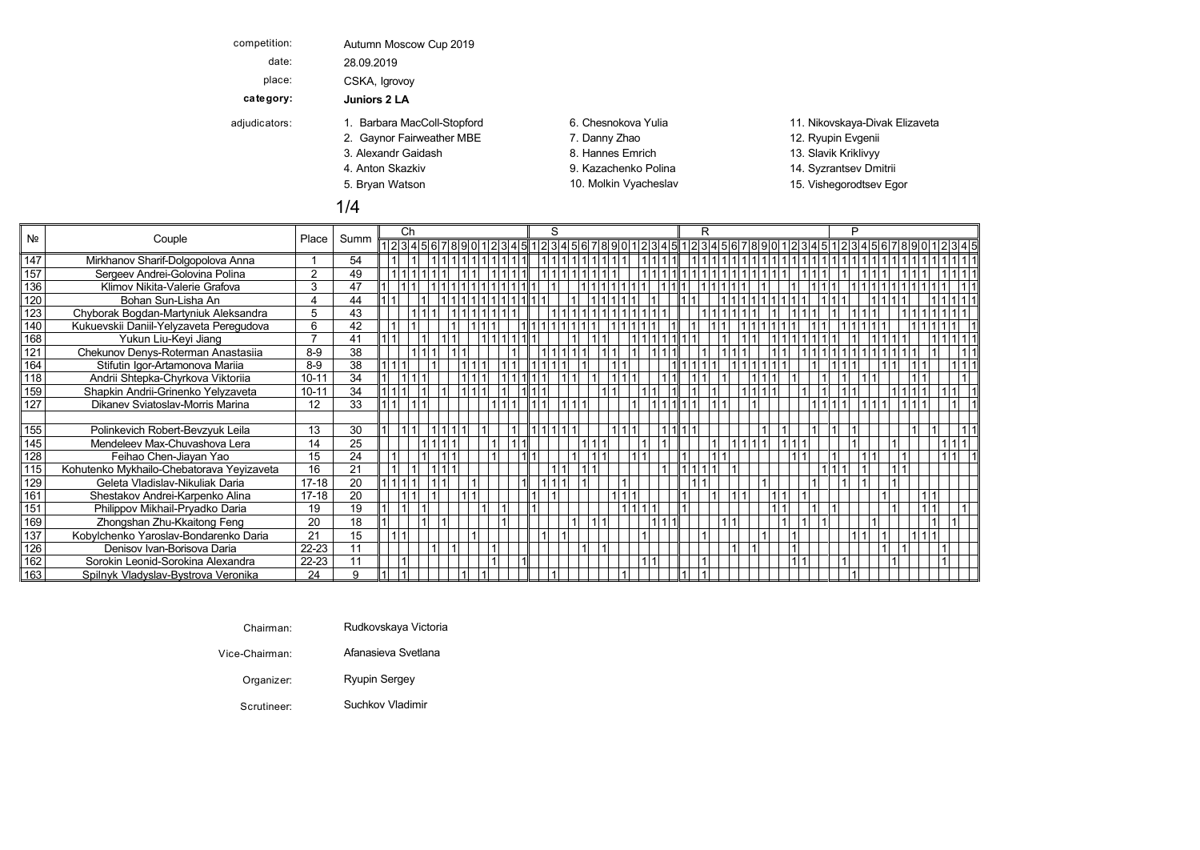competition: Autumn Moscow Cup 2019

date: 28.09.2019

place: CSKA, Igrovoy

**category:** **Juniors 2 LA**

adjudicators:

1. Barbara MacColl-Stopford
2. Gaynor Fairweather MBE
3. Alexandr Gaidash
4. Anton Skazkiv
5. Bryan Watson
6. Chesnokova Yulia
7. Danny Zhao
8. Hannes Emrich
9. Kazachenko Polina
10. Molkin Vyacheslav
11. Nikovskaya-Divak Elizaveta
12. Ryupin Evgenii
13. Slavik Kriklivyy
14. Syzrantsev Dmitrii
15. Vishegorodtsev Egor

## 1/4

| Nº | Couple | Place | Summ | Ch | | | | | | | | | | | | | | | S | | | | | | | | | | | | | | | R | | | | | | | | | | | | | | | P | | | | | | | | | | | | | | |
|---|---|---|---|---|---|---|---|---|---|---|---|---|---|---|---|---|---|---|---|---|---|---|---|---|---|---|---|---|---|---|---|---|---|---|---|---|---|---|---|---|---|---|---|---|---|---|---|---|---|---|---|---|---|---|---|---|---|---|---|---|---|---|---|
| | | | | 1 | 2 | 3 | 4 | 5 | 6 | 7 | 8 | 9 | 0 | 1 | 2 | 3 | 4 | 5 | 1 | 2 | 3 | 4 | 5 | 6 | 7 | 8 | 9 | 0 | 1 | 2 | 3 | 4 | 5 | 1 | 2 | 3 | 4 | 5 | 6 | 7 | 8 | 9 | 0 | 1 | 2 | 3 | 4 | 5 | 1 | 2 | 3 | 4 | 5 | 6 | 7 | 8 | 9 | 0 | 1 | 2 | 3 | 4 | 5 |
| 147 | Mirkhanov Sharif-Dolgopolova Anna | 1 | 54 | | 1 | | 1 | | 1 | 1 | 1 | 1 | 1 | 1 | 1 | 1 | 1 | 1 | | 1 | 1 | 1 | 1 | 1 | 1 | 1 | 1 | 1 | | 1 | 1 | 1 | 1 | | 1 | 1 | 1 | 1 | 1 | 1 | 1 | 1 | 1 | 1 | 1 | 1 | 1 | 1 | 1 | 1 | 1 | 1 | 1 | 1 | 1 | 1 | 1 | 1 | 1 | 1 | 1 | 1 | 1 |
| 157 | Sergeev Andrei-Golovina Polina | 2 | 49 | | 1 | 1 | 1 | 1 | 1 | 1 | | 1 | 1 | | 1 | 1 | 1 | 1 | | 1 | 1 | 1 | 1 | 1 | 1 | 1 | 1 | | | 1 | 1 | 1 | 1 | 1 | 1 | 1 | 1 | 1 | 1 | 1 | 1 | 1 | 1 | 1 | 1 | 1 | 1 | | | 1 | | 1 | 1 | 1 | 1 | | 1 | 1 | | 1 | 1 | 1 | 1 |
| 136 | Klimov Nikita-Valerie Grafova | 3 | 47 | 1 | | 1 | 1 | | 1 | 1 | 1 | 1 | 1 | 1 | 1 | 1 | 1 | 1 | | 1 | | | | 1 | 1 | 1 | 1 | 1 | 1 | 1 | | 1 | 1 | 1 | 1 | | 1 | 1 | 1 | 1 | 1 | | 1 | | | 1 | 1 | 1 | 1 | | 1 | 1 | 1 | 1 | 1 | 1 | 1 | 1 | 1 | 1 | | 1 | 1 |
| 120 | Bohan Sun-Lisha An | 4 | 44 | 1 | 1 | | | | 1 | | 1 | 1 | 1 | 1 | 1 | 1 | 1 | 1 | 1 | 1 | | | | 1 | | 1 | 1 | 1 | 1 | | 1 | 1 | | 1 | 1 | | | | 1 | 1 | 1 | 1 | 1 | 1 | 1 | 1 | 1 | 1 | 1 | 1 | 1 | | | 1 | 1 | 1 | 1 | | 1 | 1 | 1 | 1 | 1 |
| 123 | Chyborak Bogdan-Martyniuk Aleksandra | 5 | 43 | | | | | 1 | 1 | 1 | | 1 | 1 | 1 | 1 | 1 | 1 | 1 | | | 1 | 1 | 1 | 1 | 1 | 1 | 1 | 1 | 1 | 1 | 1 | 1 | 1 | | | 1 | 1 | 1 | 1 | 1 | 1 | | 1 | | | 1 | 1 | 1 | 1 | | | 1 | 1 | 1 | | | | 1 | 1 | 1 | 1 | 1 | 1 |
| 140 | Kukuevskii Daniil-Yelyzaveta Peregudova | 6 | 42 | | 1 | | 1 | | | | | | 1 | 1 | 1 | 1 | | | 1 | 1 | 1 | 1 | 1 | 1 | 1 | 1 | | 1 | 1 | 1 | 1 | 1 | | | 1 | | 1 | 1 | | 1 | 1 | 1 | 1 | 1 | 1 | | 1 | 1 | 1 | 1 | 1 | 1 | 1 | | | 1 | 1 | 1 | 1 | 1 | 1 | | 1 |
| 168 | Yukun Liu-Keyi Jiang | 7 | 41 | 1 | 1 | | | 1 | | 1 | 1 | | | 1 | 1 | 1 | 1 | 1 | 1 | | | | | 1 | | 1 | 1 | | | 1 | 1 | 1 | 1 | 1 | 1 | 1 | | | 1 | | 1 | 1 | 1 | 1 | 1 | 1 | 1 | 1 | 1 | | 1 | | | 1 | 1 | 1 | 1 | 1 | | 1 | 1 | 1 | 1 |
| 121 | Chekunov Denys-Roterman Anastasiia | 8-9 | 38 | | | | 1 | 1 | 1 | 1 | | 1 | 1 | | | | | 1 | | 1 | 1 | 1 | 1 | 1 | | 1 | 1 | | | 1 | | 1 | 1 | | 1 | | | 1 | 1 | 1 | | 1 | 1 | 1 | | 1 | 1 | 1 | 1 | 1 | 1 | 1 | 1 | 1 | 1 | 1 | 1 | 1 | | | 1 | | | 1 |
| 164 | Stifutin Igor-Artamonova Mariia | 8-9 | 38 | 1 | 1 | 1 | | | | 1 | | | 1 | 1 | 1 | | 1 | 1 | 1 | 1 | 1 | 1 | | | 1 | | | | 1 | 1 | | | 1 | 1 | 1 | 1 | 1 | 1 | | 1 | 1 | 1 | 1 | 1 | 1 | | | 1 | 1 | 1 | 1 | | | | 1 | 1 | | | 1 | 1 | | 1 | 1 |
| 118 | Andrii Shtepka-Chyrkova Viktoriia | 10-11 | 34 | 1 | | 1 | 1 | 1 | | | | 1 | 1 | 1 | | 1 | 1 | 1 | 1 | 1 | | | 1 | 1 | | 1 | | | 1 | 1 | 1 | | 1 | 1 | 1 | | | 1 | | | | 1 | 1 | 1 | | | 1 | 1 | 1 | | | 1 | | | 1 | | 1 | 1 | | | | 1 | 1 |
| 159 | Shapkin Andrii-Grinenko Yelyzaveta | 10-11 | 34 | 1 | 1 | 1 | | | 1 | | 1 | | 1 | 1 | 1 | | | 1 | 1 | 1 | | | | | 1 | 1 | 1 | | | 1 | 1 | | 1 | 1 | | | 1 | | | 1 | 1 | 1 | 1 | | | | 1 | 1 | 1 | 1 | | | | | 1 | 1 | 1 | 1 | 1 | | | 1 | 1 |
| 127 | Dikanev Sviatoslav-Morris Marina | 12 | 33 | 1 | 1 | | 1 | 1 | | | | | | | 1 | 1 | 1 | | 1 | 1 | | | 1 | 1 | 1 | | | | | 1 | 1 | 1 | 1 | 1 | 1 | | | 1 | 1 | | | | 1 | | | 1 | 1 | 1 | | 1 | 1 | 1 | | | 1 | 1 | 1 | | 1 | 1 | 1 | | |
| 155 | Polinkevich Robert-Bevzyuk Leila | 13 | 30 | 1 | | 1 | 1 | | 1 | 1 | 1 | 1 | | | 1 | | | 1 | 1 | 1 | 1 | 1 | 1 | | | | | 1 | 1 | 1 | | 1 | 1 | 1 | 1 | 1 | | | | | | | 1 | | 1 | | | 1 | 1 | | 1 | | | | | | | | | 1 | | 1 | 1 |
| 145 | Mendeleev Max-Chuvashova Lera | 14 | 25 | | | | | 1 | 1 | 1 | 1 | | | | 1 | | 1 | 1 | | | | | | | 1 | 1 | 1 | | | 1 | | 1 | | | | | | 1 | | 1 | 1 | 1 | 1 | | 1 | 1 | 1 | | | | 1 | | | | | | 1 | | | | 1 | 1 | 1 |
| 128 | Feihao Chen-Jiayan Yao | 15 | 24 | | 1 | | | | 1 | | 1 | 1 | | | | 1 | 1 | | 1 | | | | | 1 | | | 1 | 1 | | | | 1 | 1 | 1 | | | 1 | 1 | | | | | | | | 1 | 1 | | 1 | | | | 1 | 1 | | | 1 | | | 1 | 1 | | 1 |
| 115 | Kohutenko Mykhailo-Chebatorava Yeyizaveta | 16 | 21 | | 1 | | | 1 | | 1 | 1 | 1 | 1 | | | | | | | | | | 1 | 1 | | 1 | 1 | | | | | | 1 | 1 | 1 | 1 | 1 | | | 1 | | | | | | | | | 1 | 1 | | | 1 | | | | 1 | 1 | | | | | |
| 129 | Geleta Vladislav-Nikuliak Daria | 17-18 | 20 | 1 | 1 | 1 | 1 | | 1 | 1 | | | | 1 | | | | 1 | | 1 | 1 | 1 | | 1 | | | | | | 1 | | | | | 1 | 1 | | | | | | 1 | | | | | | 1 | | | 1 | | 1 | | | 1 | | | | | | | |
| 161 | Shestakov Andrei-Karpenko Alina | 17-18 | 20 | | | 1 | 1 | | 1 | | | | 1 | 1 | | | | | 1 | | 1 | | | | | | | 1 | 1 | 1 | | | | | | | 1 | | | 1 | 1 | | | 1 | 1 | | 1 | | | | | | | 1 | | | 1 | | | 1 | 1 | | |
| 151 | Philippov Mikhail-Pryadko Daria | 19 | 19 | 1 | | 1 | | 1 | | | | | | | 1 | | 1 | | 1 | | | | | | | 1 | 1 | 1 | 1 | | | | | 1 | | | | | | | | | | | 1 | 1 | | 1 | | 1 | | | | | | 1 | | | 1 | 1 | | | 1 |
| 169 | Zhongshan Zhu-Kkaitong Feng | 20 | 18 | | | | 1 | | 1 | | | | | | | 1 | | | | | | | | 1 | | 1 | 1 | | | | 1 | 1 | 1 | | | | | | 1 | 1 | | | | 1 | | 1 | | 1 | | | | 1 | | 1 | | | | | | 1 | | 1 | |
| 137 | Kobylchenko Yaroslav-Bondarenko Daria | 21 | 15 | | | 1 | 1 | | | | | | 1 | | | | | | | | 1 | | 1 | | | | | | | 1 | | | | | | 1 | | | | | | 1 | | 1 | | | | | | | | 1 | 1 | | 1 | | | 1 | 1 | 1 | | | |
| 126 | Denisov Ivan-Borisova Daria | 22-23 | 11 | | | | | | | 1 | | 1 | | | | 1 | | | | | | | | | | | | 1 | | 1 | | | | | | | | | | 1 | | 1 | | | | 1 | | | | | | | | 1 | | 1 | | | | | 1 | |
| 162 | Sorokin Leonid-Sorokina Alexandra | 22-23 | 11 | | | 1 | | | | | | | | | | 1 | | 1 | | | | | | | | | | | 1 | 1 | | | | | | 1 | | | | | | | 1 | 1 | | | | | | 1 | | | | | 1 | | | | | 1 | | |
| 163 | Spilnyk Vladyslav-Bystrova Veronika | 24 | 9 | 1 | | 1 | | | | | | 1 | | 1 | | | | | | | | 1 | | | | | | | 1 | | | | | 1 | | 1 | | | | | | | | | | | | | | | | 1 | | | | | | | | | | | | |

Chairman: Rudkovskaya Victoria

Vice-Chairman: Afanasieva Svetlana

Organizer: Ryupin Sergey

Scrutineer: Suchkov Vladimir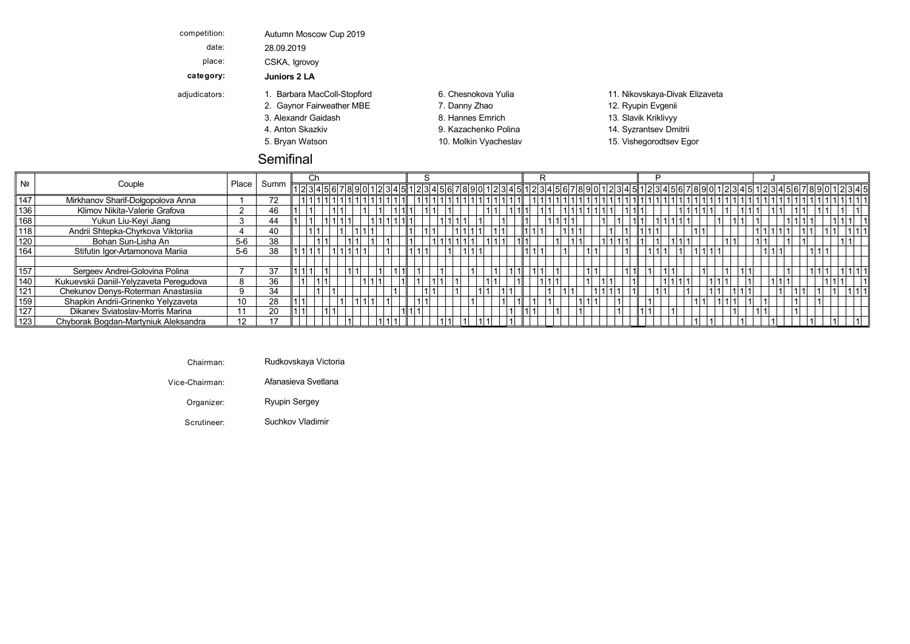competition: Autumn Moscow Cup 2019

date: 28.09.2019

place: CSKA, Igrovoy

**category: Juniors 2 LA**

adjudicators:

1. Barbara MacColl-Stopford
2. Gaynor Fairweather MBE
3. Alexandr Gaidash
4. Anton Skazkiv
5. Bryan Watson
6. Chesnokova Yulia
7. Danny Zhao
8. Hannes Emrich
9. Kazachenko Polina
10. Molkin Vyacheslav
11. Nikovskaya-Divak Elizaveta
12. Ryupin Evgenii
13. Slavik Kriklivyy
14. Syzrantsev Dmitrii
15. Vishegorodtsev Egor

## Semifinal

| № | Couple | Place | Summ | Ch | | | | | | | | | | | | | | | S | | | | | | | | | | | | | | | R | | | | | | | | | | | | | | | P | | | | | | | | | | | | | | | J | | | | | | | | | | | | | | |
|---|---|---|---|---|---|---|---|---|---|---|---|---|---|---|---|---|---|---|---|---|---|---|---|---|---|---|---|---|---|---|---|---|---|---|---|---|---|---|---|---|---|---|---|---|---|---|---|---|---|---|---|---|---|---|---|---|---|---|---|---|---|---|---|---|---|---|---|---|---|---|---|---|---|---|---|---|---|---|
| | | | | 1 | 2 | 3 | 4 | 5 | 6 | 7 | 8 | 9 | 0 | 1 | 2 | 3 | 4 | 5 | 1 | 2 | 3 | 4 | 5 | 6 | 7 | 8 | 9 | 0 | 1 | 2 | 3 | 4 | 5 | 1 | 2 | 3 | 4 | 5 | 6 | 7 | 8 | 9 | 0 | 1 | 2 | 3 | 4 | 5 | 1 | 2 | 3 | 4 | 5 | 6 | 7 | 8 | 9 | 0 | 1 | 2 | 3 | 4 | 5 | 1 | 2 | 3 | 4 | 5 | 6 | 7 | 8 | 9 | 0 | 1 | 2 | 3 | 4 | 5 |
| 147 | Mirkhanov Sharif-Dolgopolova Anna | 1 | 72 | | 1 | 1 | 1 | 1 | 1 | 1 | 1 | 1 | 1 | 1 | 1 | 1 | 1 | 1 | | 1 | 1 | 1 | 1 | 1 | 1 | 1 | 1 | 1 | 1 | 1 | 1 | 1 | 1 | | 1 | 1 | 1 | 1 | 1 | 1 | 1 | 1 | 1 | 1 | 1 | 1 | 1 | 1 | 1 | 1 | 1 | 1 | 1 | 1 | 1 | 1 | 1 | 1 | 1 | 1 | 1 | 1 | 1 | 1 | 1 | 1 | 1 | 1 | 1 | 1 | 1 | 1 | 1 | 1 | 1 | 1 | 1 | 1 |
| 136 | Klimov Nikita-Valerie Grafova | 2 | 46 | 1 | | 1 | | | 1 | 1 | | | 1 | | 1 | 1 | 1 | 1 | 1 | | 1 | 1 | | 1 | | | | | 1 | 1 | 1 | 1 | 1 | | | 1 | 1 | | 1 | 1 | 1 | 1 | 1 | 1 | 1 | 1 | | 1 | 1 | 1 | | | | | 1 | 1 | 1 | 1 | 1 | | 1 | | 1 | 1 | | | 1 | 1 | | | 1 | 1 | | 1 | 1 | | 1 | | 1 |
| 168 | Yukun Liu-Keyi Jiang | 3 | 44 | 1 | | 1 | | 1 | 1 | 1 | 1 | | | | 1 | 1 | 1 | 1 | 1 | | | | | | 1 | 1 | 1 | 1 | | 1 | | 1 | 1 | 1 | | | 1 | 1 | 1 | 1 | | | 1 | | | 1 | | 1 | 1 | | 1 | 1 | 1 | 1 | 1 | | | | 1 | | 1 | 1 | | 1 | | | | 1 | 1 | 1 | 1 | | | | 1 | 1 | 1 | 1 |
| 118 | Andrii Shtepka-Chyrkova Viktoriia | 4 | 40 | | | 1 | 1 | | | 1 | | 1 | 1 | 1 | | | | | 1 | | 1 | 1 | | | | 1 | 1 | 1 | 1 | | 1 | 1 | | 1 | 1 | 1 | | | | 1 | 1 | 1 | | | | 1 | | 1 | 1 | 1 | 1 | | | | | 1 | 1 | | | | | | 1 | 1 | 1 | 1 | 1 | 1 | | 1 | 1 | | | 1 | | 1 | 1 | 1 |
| 120 | Bohan Sun-Lisha An | 5-6 | 38 | | | | 1 | 1 | | | 1 | 1 | | 1 | | 1 | | | 1 | | | 1 | 1 | 1 | 1 | 1 | 1 | | 1 | 1 | 1 | | 1 | 1 | | | | 1 | | | 1 | 1 | | | 1 | 1 | 1 | 1 | 1 | | 1 | | 1 | 1 | 1 | | | | | 1 | 1 | | | 1 | 1 | | | 1 | | 1 | | | | | | 1 | 1 | |
| 164 | Stifutin Igor-Artamonova Mariia | 5-6 | 38 | 1 | 1 | 1 | 1 | | 1 | 1 | 1 | 1 | 1 | | | 1 | | | 1 | 1 | 1 | | | 1 | | 1 | 1 | 1 | | | | | | 1 | 1 | 1 | | | 1 | | | 1 | 1 | | | | 1 | | | 1 | 1 | 1 | | 1 | | 1 | 1 | 1 | 1 | | | | | | 1 | 1 | 1 | | | 1 | 1 | 1 | | | | | | |
| | | | | | | | | | | | | | | | | | | | | | | | | | | | | | | | | | | | | | | | | | | | | | | | | | | | | | | | | | | | | | | | | | | | | | | | | | | | | | | | | | |
| 157 | Sergeev Andrei-Golovina Polina | 7 | 37 | 1 | 1 | 1 | | 1 | | | 1 | 1 | | | 1 | | 1 | 1 | 1 | | | 1 | | | | 1 | | | 1 | | | 1 | 1 | 1 | 1 | | 1 | | | | 1 | 1 | | | | | 1 | 1 | | 1 | | 1 | 1 | | | 1 | | | 1 | | 1 | 1 | | | | 1 | | | 1 | 1 | 1 | | 1 | 1 | 1 | 1 | |
| 140 | Kukuevskii Daniil-Yelyzaveta Peregudova | 8 | 36 | | 1 | | 1 | 1 | | | | 1 | 1 | 1 | | | 1 | | 1 | | 1 | 1 | | 1 | | | | 1 | 1 | | | 1 | | | | 1 | 1 | 1 | | | 1 | | 1 | 1 | | | 1 | | | | | 1 | 1 | 1 | 1 | | 1 | 1 | 1 | | | 1 | | | 1 | 1 | 1 | | | | | 1 | 1 | 1 | | | | 1 |
| 121 | Chekunov Denys-Roterman Anastasiia | 9 | 34 | | | | 1 | | 1 | | | | | | | | 1 | | | 1 | 1 | | | 1 | | | 1 | 1 | | 1 | 1 | | | | | 1 | | 1 | 1 | | | 1 | 1 | 1 | 1 | | 1 | | | 1 | 1 | | | 1 | | | 1 | 1 | | 1 | 1 | 1 | | | | 1 | | 1 | 1 | | 1 | | 1 | | 1 | 1 | 1 | |
| 159 | Shapkin Andrii-Grinenko Yelyzaveta | 10 | 28 | 1 | 1 | | | | | 1 | | 1 | 1 | 1 | | 1 | | | | 1 | 1 | | | | | 1 | | | | 1 | | 1 | | | 1 | | 1 | | | | 1 | 1 | 1 | | | 1 | | | | 1 | | | | | 1 | 1 | | 1 | 1 | 1 | | 1 | | 1 | | | | 1 | | | | | |
| 127 | Dikanev Sviatoslav-Morris Marina | 11 | 20 | 1 | 1 | | | 1 | 1 | | | | | | | | | | 1 | 1 | 1 | | | | | | | | | | | 1 | | 1 | 1 | | | 1 | | | 1 | | | | | 1 | | | 1 | 1 | | | 1 | | | | | | | | 1 | | | 1 | 1 | | | 1 | | | | | | | | | |
| 123 | Chyborak Bogdan-Martyniuk Aleksandra | 12 | 17 | | | | | | | 1 | | | | 1 | 1 | 1 | | | | | | 1 | 1 | | 1 | | 1 | 1 | | | | 1 | | | | | | | | | | | | | | | | | | | | | | 1 | | 1 | | | | 1 | | | | | 1 | | | | | 1 | | | 1 | | | | 1 | |

Chairman: Rudkovskaya Victoria

Vice-Chairman: Afanasieva Svetlana

Organizer: Ryupin Sergey

Scrutineer: Suchkov Vladimir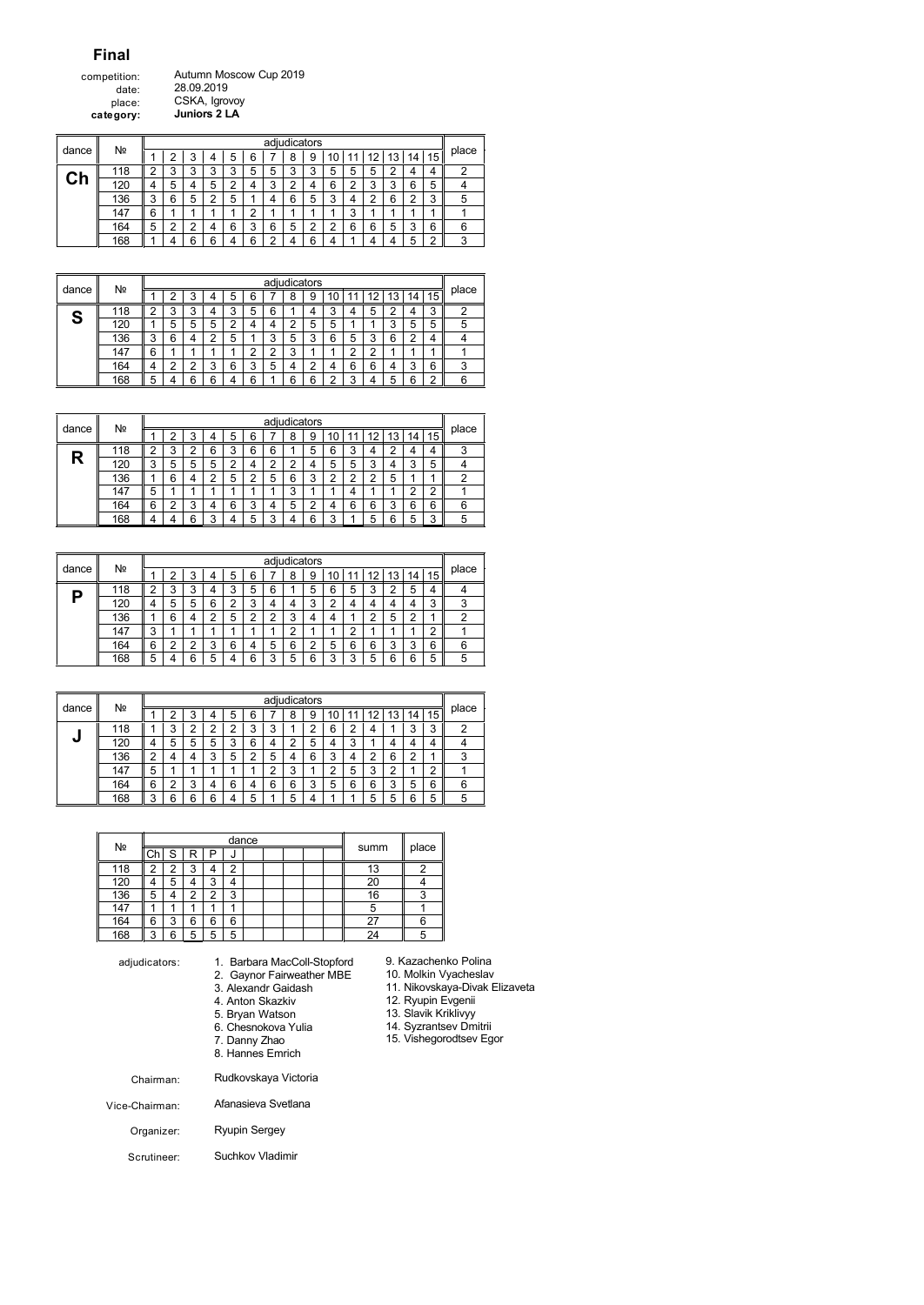# Final

competition: Autumn Moscow Cup 2019
date: 28.09.2019
place: CSKA, Igrovoy
**category: Juniors 2 LA**

| dance | № | adjudicators | | | | | | | | | | | | | | | place |
|---|---|---|---|---|---|---|---|---|---|---|---|---|---|---|---|---|---|
| | | 1 | 2 | 3 | 4 | 5 | 6 | 7 | 8 | 9 | 10 | 11 | 12 | 13 | 14 | 15 | |
| **Ch** | 118 | 2 | 3 | 3 | 3 | 3 | 5 | 5 | 3 | 3 | 5 | 5 | 5 | 2 | 4 | 4 | 2 |
| | 120 | 4 | 5 | 4 | 5 | 2 | 4 | 3 | 2 | 4 | 6 | 2 | 3 | 3 | 6 | 5 | 4 |
| | 136 | 3 | 6 | 5 | 2 | 5 | 1 | 4 | 6 | 5 | 3 | 4 | 2 | 6 | 2 | 3 | 5 |
| | 147 | 6 | 1 | 1 | 1 | 1 | 2 | 1 | 1 | 1 | 1 | 3 | 1 | 1 | 1 | 1 | 1 |
| | 164 | 5 | 2 | 2 | 4 | 6 | 3 | 6 | 5 | 2 | 2 | 6 | 6 | 5 | 3 | 6 | 6 |
| | 168 | 1 | 4 | 6 | 6 | 4 | 6 | 2 | 4 | 6 | 4 | 1 | 4 | 4 | 5 | 2 | 3 |

| dance | № | adjudicators | | | | | | | | | | | | | | | place |
|---|---|---|---|---|---|---|---|---|---|---|---|---|---|---|---|---|---|
| | | 1 | 2 | 3 | 4 | 5 | 6 | 7 | 8 | 9 | 10 | 11 | 12 | 13 | 14 | 15 | |
| **S** | 118 | 2 | 3 | 3 | 4 | 3 | 5 | 6 | 1 | 4 | 3 | 4 | 5 | 2 | 4 | 3 | 2 |
| | 120 | 1 | 5 | 5 | 5 | 2 | 4 | 4 | 2 | 5 | 5 | 1 | 1 | 3 | 5 | 5 | 5 |
| | 136 | 3 | 6 | 4 | 2 | 5 | 1 | 3 | 5 | 3 | 6 | 5 | 3 | 6 | 2 | 4 | 4 |
| | 147 | 6 | 1 | 1 | 1 | 1 | 2 | 2 | 3 | 1 | 1 | 2 | 2 | 1 | 1 | 1 | 1 |
| | 164 | 4 | 2 | 2 | 3 | 6 | 3 | 5 | 4 | 2 | 4 | 6 | 6 | 4 | 3 | 6 | 3 |
| | 168 | 5 | 4 | 6 | 6 | 4 | 6 | 1 | 6 | 6 | 2 | 3 | 4 | 5 | 6 | 2 | 6 |

| dance | № | adjudicators | | | | | | | | | | | | | | | place |
|---|---|---|---|---|---|---|---|---|---|---|---|---|---|---|---|---|---|
| | | 1 | 2 | 3 | 4 | 5 | 6 | 7 | 8 | 9 | 10 | 11 | 12 | 13 | 14 | 15 | |
| **R** | 118 | 2 | 3 | 2 | 6 | 3 | 6 | 6 | 1 | 5 | 6 | 3 | 4 | 2 | 4 | 4 | 3 |
| | 120 | 3 | 5 | 5 | 5 | 2 | 4 | 2 | 2 | 4 | 5 | 5 | 3 | 4 | 3 | 5 | 4 |
| | 136 | 1 | 6 | 4 | 2 | 5 | 2 | 5 | 6 | 3 | 2 | 2 | 2 | 5 | 1 | 1 | 2 |
| | 147 | 5 | 1 | 1 | 1 | 1 | 1 | 1 | 3 | 1 | 1 | 4 | 1 | 1 | 2 | 2 | 1 |
| | 164 | 6 | 2 | 3 | 4 | 6 | 3 | 4 | 5 | 2 | 4 | 6 | 6 | 3 | 6 | 6 | 6 |
| | 168 | 4 | 4 | 6 | 3 | 4 | 5 | 3 | 4 | 6 | 3 | 1 | 5 | 6 | 5 | 3 | 5 |

| dance | № | adjudicators | | | | | | | | | | | | | | | place |
|---|---|---|---|---|---|---|---|---|---|---|---|---|---|---|---|---|---|
| | | 1 | 2 | 3 | 4 | 5 | 6 | 7 | 8 | 9 | 10 | 11 | 12 | 13 | 14 | 15 | |
| **P** | 118 | 2 | 3 | 3 | 4 | 3 | 5 | 6 | 1 | 5 | 6 | 5 | 3 | 2 | 5 | 4 | 4 |
| | 120 | 4 | 5 | 5 | 6 | 2 | 3 | 4 | 4 | 3 | 2 | 4 | 4 | 4 | 4 | 3 | 3 |
| | 136 | 1 | 6 | 4 | 2 | 5 | 2 | 2 | 3 | 4 | 4 | 1 | 2 | 5 | 2 | 1 | 2 |
| | 147 | 3 | 1 | 1 | 1 | 1 | 1 | 1 | 2 | 1 | 1 | 2 | 1 | 1 | 1 | 2 | 1 |
| | 164 | 6 | 2 | 2 | 3 | 6 | 4 | 5 | 6 | 2 | 5 | 6 | 6 | 3 | 3 | 6 | 6 |
| | 168 | 5 | 4 | 6 | 5 | 4 | 6 | 3 | 5 | 6 | 3 | 3 | 5 | 6 | 6 | 5 | 5 |

| dance | № | adjudicators | | | | | | | | | | | | | | | place |
|---|---|---|---|---|---|---|---|---|---|---|---|---|---|---|---|---|---|
| | | 1 | 2 | 3 | 4 | 5 | 6 | 7 | 8 | 9 | 10 | 11 | 12 | 13 | 14 | 15 | |
| **J** | 118 | 1 | 3 | 2 | 2 | 2 | 3 | 3 | 1 | 2 | 6 | 2 | 4 | 1 | 3 | 3 | 2 |
| | 120 | 4 | 5 | 5 | 5 | 3 | 6 | 4 | 2 | 5 | 4 | 3 | 1 | 4 | 4 | 4 | 4 |
| | 136 | 2 | 4 | 4 | 3 | 5 | 2 | 5 | 4 | 6 | 3 | 4 | 2 | 6 | 2 | 1 | 3 |
| | 147 | 5 | 1 | 1 | 1 | 1 | 1 | 2 | 3 | 1 | 2 | 5 | 3 | 2 | 1 | 2 | 1 |
| | 164 | 6 | 2 | 3 | 4 | 6 | 4 | 6 | 6 | 3 | 5 | 6 | 6 | 3 | 5 | 6 | 6 |
| | 168 | 3 | 6 | 6 | 6 | 4 | 5 | 1 | 5 | 4 | 1 | 1 | 5 | 5 | 6 | 5 | 5 |

| № | dance | | | | | | | | | | summ | place |
|---|---|---|---|---|---|---|---|---|---|---|---|---|
| | Ch | S | R | P | J | | | | | | | |
| 118 | 2 | 2 | 3 | 4 | 2 | | | | | | 13 | 2 |
| 120 | 4 | 5 | 4 | 3 | 4 | | | | | | 20 | 4 |
| 136 | 5 | 4 | 2 | 2 | 3 | | | | | | 16 | 3 |
| 147 | 1 | 1 | 1 | 1 | 1 | | | | | | 5 | 1 |
| 164 | 6 | 3 | 6 | 6 | 6 | | | | | | 27 | 6 |
| 168 | 3 | 6 | 5 | 5 | 5 | | | | | | 24 | 5 |

adjudicators:

1. Barbara MacColl-Stopford
2. Gaynor Fairweather MBE
3. Alexandr Gaidash
4. Anton Skazkiv
5. Bryan Watson
6. Chesnokova Yulia
7. Danny Zhao
8. Hannes Emrich
9. Kazachenko Polina
10. Molkin Vyacheslav
11. Nikovskaya-Divak Elizaveta
12. Ryupin Evgenii
13. Slavik Kriklivyy
14. Syzrantsev Dmitrii
15. Vishegorodtsev Egor

Chairman: Rudkovskaya Victoria

Vice-Chairman: Afanasieva Svetlana

Organizer: Ryupin Sergey

Scrutineer: Suchkov Vladimir